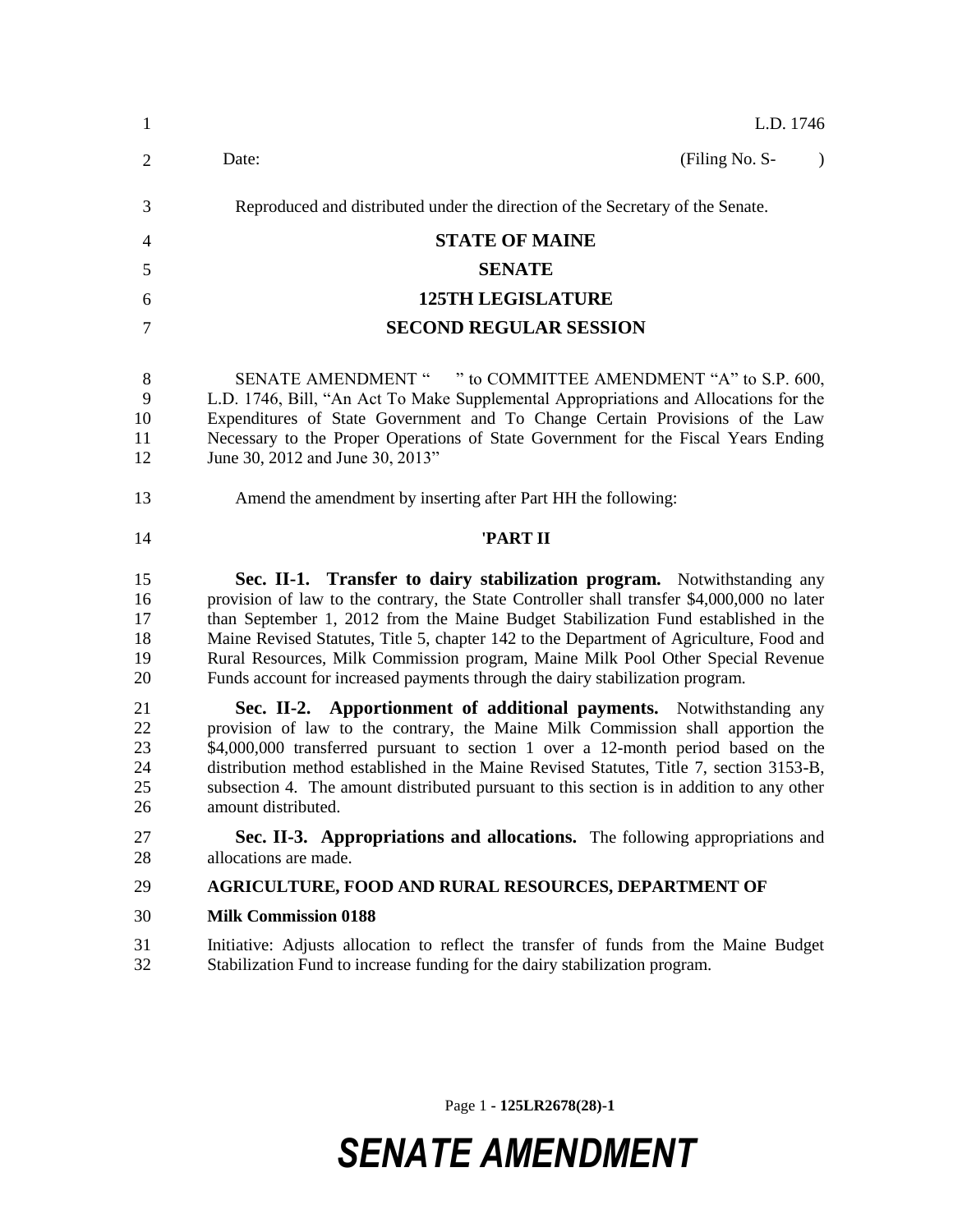L.D. 1746

Date: (Filing No. S- )

Reproduced and distributed under the direction of the Secretary of the Senate.

**STATE OF MAINE**

**SENATE**

**125TH LEGISLATURE**

**SECOND REGULAR SESSION**

SENATE AMENDMENT " " to COMMITTEE AMENDMENT "A" to S.P. 600, L.D. 1746, Bill, "An Act To Make Supplemental Appropriations and Allocations for the Expenditures of State Government and To Change Certain Provisions of the Law Necessary to the Proper Operations of State Government for the Fiscal Years Ending June 30, 2012 and June 30, 2013"

Amend the amendment by inserting after Part HH the following:

**'PART II**

**Sec. II-1. Transfer to dairy stabilization program.** Notwithstanding any provision of law to the contrary, the State Controller shall transfer $4,000,000 no later than September 1, 2012 from the Maine Budget Stabilization Fund established in the Maine Revised Statutes, Title 5, chapter 142 to the Department of Agriculture, Food and Rural Resources, Milk Commission program, Maine Milk Pool Other Special Revenue Funds account for increased payments through the dairy stabilization program.

**Sec. II-2. Apportionment of additional payments.** Notwithstanding any provision of law to the contrary, the Maine Milk Commission shall apportion the $4,000,000 transferred pursuant to section 1 over a 12-month period based on the distribution method established in the Maine Revised Statutes, Title 7, section 3153-B, subsection 4. The amount distributed pursuant to this section is in addition to any other amount distributed.

**Sec. II-3. Appropriations and allocations.** The following appropriations and allocations are made.

**AGRICULTURE, FOOD AND RURAL RESOURCES, DEPARTMENT OF**

**Milk Commission 0188**

Initiative: Adjusts allocation to reflect the transfer of funds from the Maine Budget Stabilization Fund to increase funding for the dairy stabilization program.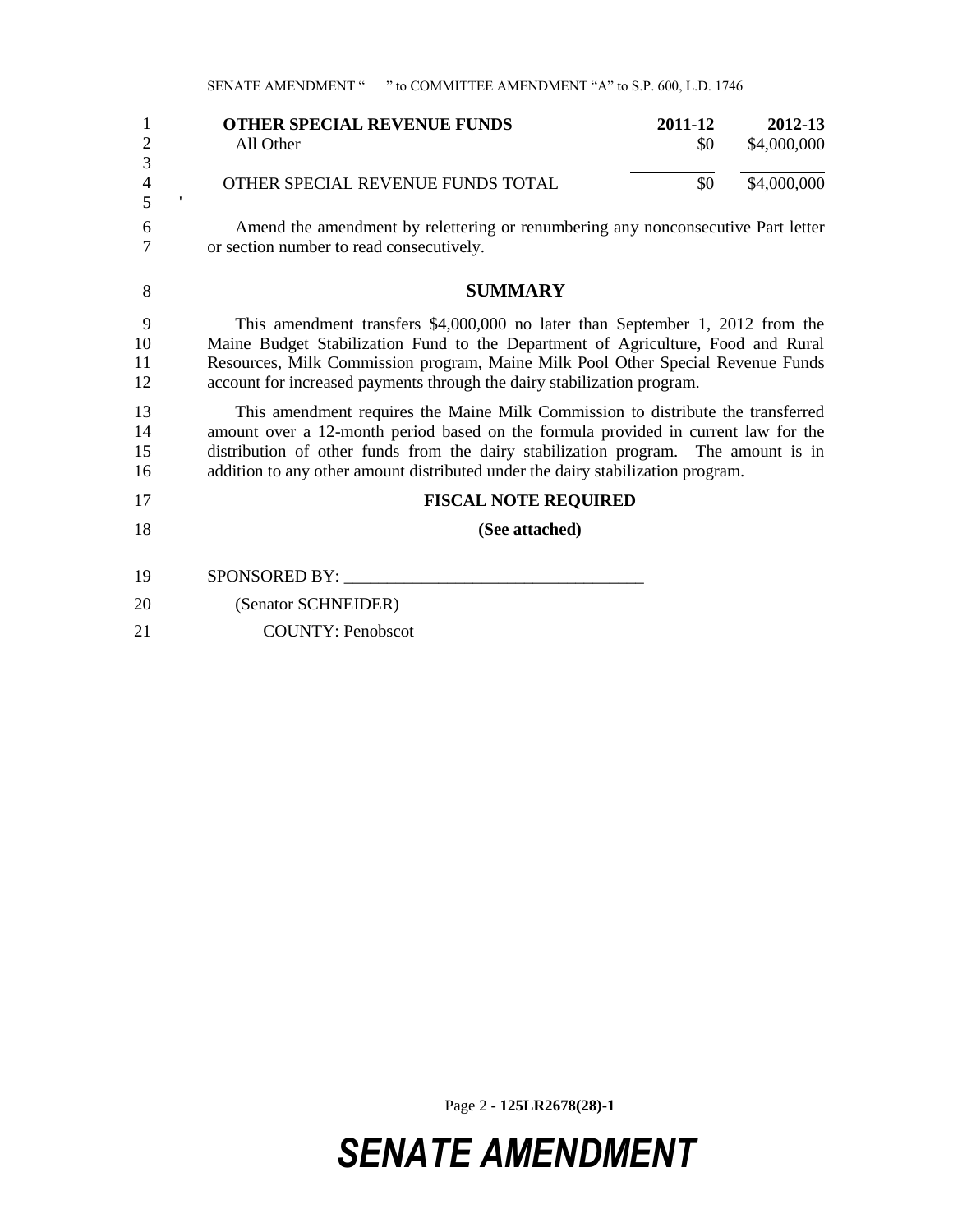| OTHER SPECIAL REVENUE FUNDS | 2011-12 | 2012-13 |
|---|---|---|
| All Other | $0 | $4,000,000 |
| OTHER SPECIAL REVENUE FUNDS TOTAL | $0 | $4,000,000 |

'

Amend the amendment by relettering or renumbering any nonconsecutive Part letter or section number to read consecutively.

## SUMMARY

This amendment transfers $4,000,000 no later than September 1, 2012 from the Maine Budget Stabilization Fund to the Department of Agriculture, Food and Rural Resources, Milk Commission program, Maine Milk Pool Other Special Revenue Funds account for increased payments through the dairy stabilization program.

This amendment requires the Maine Milk Commission to distribute the transferred amount over a 12-month period based on the formula provided in current law for the distribution of other funds from the dairy stabilization program. The amount is in addition to any other amount distributed under the dairy stabilization program.

**FISCAL NOTE REQUIRED**

**(See attached)**

SPONSORED BY: ___________________________________

(Senator SCHNEIDER)

COUNTY: Penobscot

# *SENATE AMENDMENT*